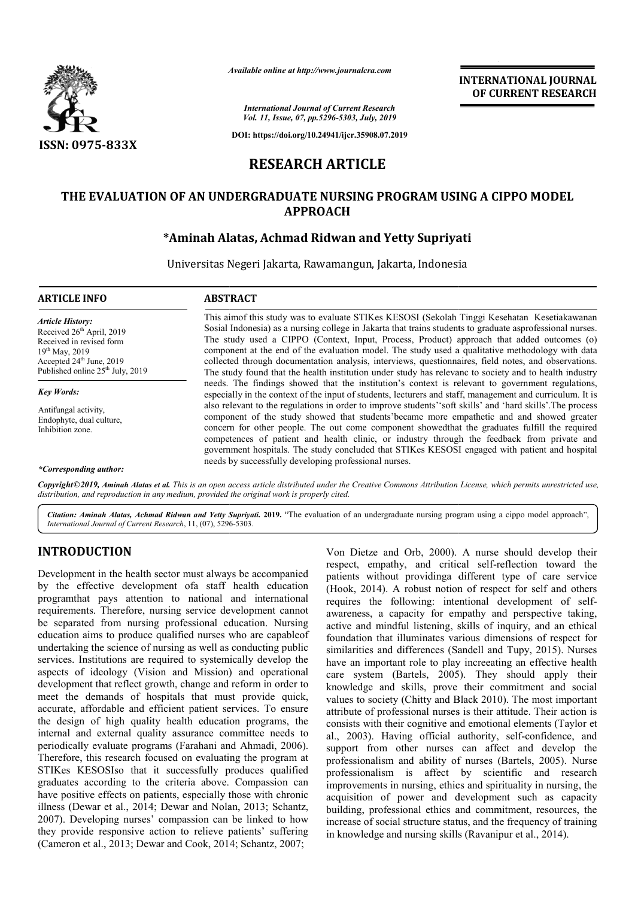*Available online at http://www.journalcra.com*

*International Journal of Current Research*
*Vol. 11, Issue, 07, pp.5296-5303, July, 2019*

**DOI: https://doi.org/10.24941/ijcr.35908.07.2019**

**ISSN: 0975-833X**

**INTERNATIONAL JOURNAL OF CURRENT RESEARCH**

# RESEARCH ARTICLE

# THE EVALUATION OF AN UNDERGRADUATE NURSING PROGRAM USING A CIPPO MODEL APPROACH

**\*Aminah Alatas, Achmad Ridwan and Yetty Supriyati**

Universitas Negeri Jakarta, Rawamangun, Jakarta, Indonesia

## ARTICLE INFO

*Article History:*
Received 26th April, 2019
Received in revised form 19th May, 2019
Accepted 24th June, 2019
Published online 25th July, 2019

*Key Words:*
Antifungal activity,
Endophyte, dual culture,
Inhibition zone.

*\*Corresponding author:*

## ABSTRACT

This aimof this study was to evaluate STIKes KESOSI (Sekolah Tinggi Kesehatan Kesetiakawanan Sosial Indonesia) as a nursing college in Jakarta that trains students to graduate asprofessional nurses. The study used a CIPPO (Context, Input, Process, Product) approach that added outcomes (o) component at the end of the evaluation model. The study used a qualitative methodology with data collected through documentation analysis, interviews, questionnaires, field notes, and observations. The study found that the health institution under study has relevanc to society and to health industry needs. The findings showed that the institution's context is relevant to government regulations, especially in the context of the input of students, lecturers and staff, management and curriculum. It is also relevant to the regulations in order to improve students''soft skills' and 'hard skills'.The process component of the study showed that students'became more empathetic and and showed greater concern for other people. The out come component showedthat the graduates fulfill the required competences of patient and health clinic, or industry through the feedback from private and government hospitals. The study concluded that STIKes KESOSI engaged with patient and hospital needs by successfully developing professional nurses.

*Copyright©2019, Aminah Alatas et al. This is an open access article distributed under the Creative Commons Attribution License, which permits unrestricted use, distribution, and reproduction in any medium, provided the original work is properly cited.*

*Citation: Aminah Alatas, Achmad Ridwan and Yetty Supriyati.* **2019.** "The evaluation of an undergraduate nursing program using a cippo model approach", *International Journal of Current Research*, 11, (07), 5296-5303.

## INTRODUCTION

Development in the health sector must always be accompanied by the effective development ofa staff health education programthat pays attention to national and international requirements. Therefore, nursing service development cannot be separated from nursing professional education. Nursing education aims to produce qualified nurses who are capableof undertaking the science of nursing as well as conducting public services. Institutions are required to systemically develop the aspects of ideology (Vision and Mission) and operational development that reflect growth, change and reform in order to meet the demands of hospitals that must provide quick, accurate, affordable and efficient patient services. To ensure the design of high quality health education programs, the internal and external quality assurance committee needs to periodically evaluate programs (Farahani and Ahmadi, 2006). Therefore, this research focused on evaluating the program at STIKes KESOSIso that it successfully produces qualified graduates according to the criteria above. Compassion can have positive effects on patients, especially those with chronic illness (Dewar et al., 2014; Dewar and Nolan, 2013; Schantz, 2007). Developing nurses' compassion can be linked to how they provide responsive action to relieve patients' suffering (Cameron et al., 2013; Dewar and Cook, 2014; Schantz, 2007; Von Dietze and Orb, 2000). A nurse should develop their respect, empathy, and critical self-reflection toward the patients without providinga different type of care service (Hook, 2014). A robust notion of respect for self and others requires the following: intentional development of self-awareness, a capacity for empathy and perspective taking, active and mindful listening, skills of inquiry, and an ethical foundation that illuminates various dimensions of respect for similarities and differences (Sandell and Tupy, 2015). Nurses have an important role to play increeating an effective health care system (Bartels, 2005). They should apply their knowledge and skills, prove their commitment and social values to society (Chitty and Black 2010). The most important attribute of professional nurses is their attitude. Their action is consists with their cognitive and emotional elements (Taylor et al., 2003). Having official authority, self-confidence, and support from other nurses can affect and develop the professionalism and ability of nurses (Bartels, 2005). Nurse professionalism is affect by scientific and research improvements in nursing, ethics and spirituality in nursing, the acquisition of power and development such as capacity building, professional ethics and commitment, resources, the increase of social structure status, and the frequency of training in knowledge and nursing skills (Ravanipur et al., 2014).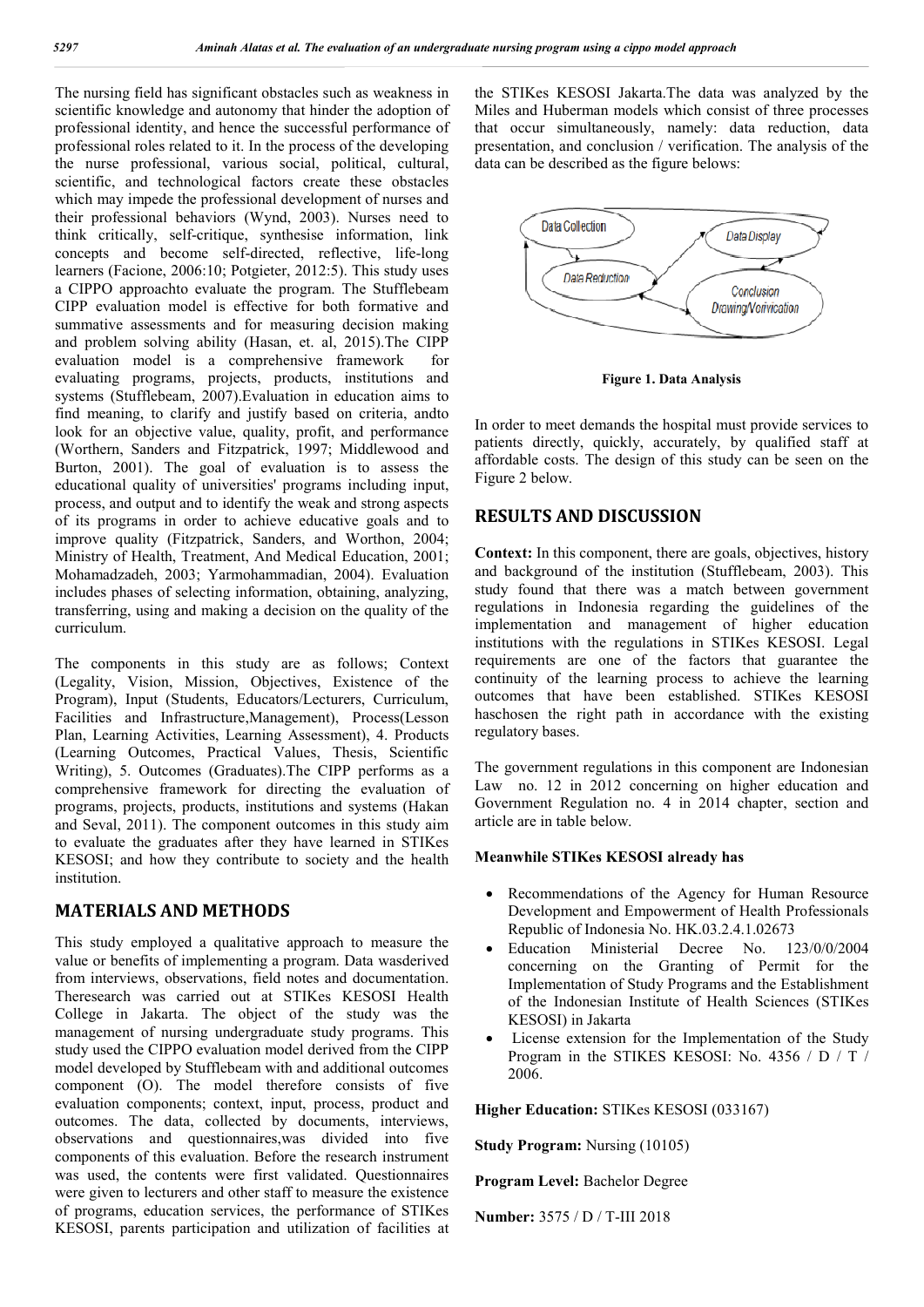The nursing field has significant obstacles such as weakness in scientific knowledge and autonomy that hinder the adoption of professional identity, and hence the successful performance of professional roles related to it. In the process of the developing the nurse professional, various social, political, cultural, scientific, and technological factors create these obstacles which may impede the professional development of nurses and their professional behaviors (Wynd, 2003). Nurses need to think critically, self-critique, synthesise information, link concepts and become self-directed, reflective, life-long learners (Facione, 2006:10; Potgieter, 2012:5). This study uses a CIPPO approachto evaluate the program. The Stufflebeam CIPP evaluation model is effective for both formative and summative assessments and for measuring decision making and problem solving ability (Hasan, et. al, 2015).The CIPP evaluation model is a comprehensive framework for evaluating programs, projects, products, institutions and systems (Stufflebeam, 2007).Evaluation in education aims to find meaning, to clarify and justify based on criteria, andto look for an objective value, quality, profit, and performance (Worthern, Sanders and Fitzpatrick, 1997; Middlewood and Burton, 2001). The goal of evaluation is to assess the educational quality of universities' programs including input, process, and output and to identify the weak and strong aspects of its programs in order to achieve educative goals and to improve quality (Fitzpatrick, Sanders, and Worthon, 2004; Ministry of Health, Treatment, And Medical Education, 2001; Mohamadzadeh, 2003; Yarmohammadian, 2004). Evaluation includes phases of selecting information, obtaining, analyzing, transferring, using and making a decision on the quality of the curriculum.

The components in this study are as follows; Context (Legality, Vision, Mission, Objectives, Existence of the Program), Input (Students, Educators/Lecturers, Curriculum, Facilities and Infrastructure,Management), Process(Lesson Plan, Learning Activities, Learning Assessment), 4. Products (Learning Outcomes, Practical Values, Thesis, Scientific Writing), 5. Outcomes (Graduates).The CIPP performs as a comprehensive framework for directing the evaluation of programs, projects, products, institutions and systems (Hakan and Seval, 2011). The component outcomes in this study aim to evaluate the graduates after they have learned in STIKes KESOSI; and how they contribute to society and the health institution.

## MATERIALS AND METHODS

This study employed a qualitative approach to measure the value or benefits of implementing a program. Data wasderived from interviews, observations, field notes and documentation. Theresearch was carried out at STIKes KESOSI Health College in Jakarta. The object of the study was the management of nursing undergraduate study programs. This study used the CIPPO evaluation model derived from the CIPP model developed by Stufflebeam with and additional outcomes component (O). The model therefore consists of five evaluation components; context, input, process, product and outcomes. The data, collected by documents, interviews, observations and questionnaires,was divided into five components of this evaluation. Before the research instrument was used, the contents were first validated. Questionnaires were given to lecturers and other staff to measure the existence of programs, education services, the performance of STIKes KESOSI, parents participation and utilization of facilities at the STIKes KESOSI Jakarta.The data was analyzed by the Miles and Huberman models which consist of three processes that occur simultaneously, namely: data reduction, data presentation, and conclusion / verification. The analysis of the data can be described as the figure belows:

**Figure 1. Data Analysis**

In order to meet demands the hospital must provide services to patients directly, quickly, accurately, by qualified staff at affordable costs. The design of this study can be seen on the Figure 2 below.

## RESULTS AND DISCUSSION

**Context:** In this component, there are goals, objectives, history and background of the institution (Stufflebeam, 2003). This study found that there was a match between government regulations in Indonesia regarding the guidelines of the implementation and management of higher education institutions with the regulations in STIKes KESOSI. Legal requirements are one of the factors that guarantee the continuity of the learning process to achieve the learning outcomes that have been established. STIKes KESOSI haschosen the right path in accordance with the existing regulatory bases.

The government regulations in this component are Indonesian Law no. 12 in 2012 concerning on higher education and Government Regulation no. 4 in 2014 chapter, section and article are in table below.

**Meanwhile STIKes KESOSI already has**

- Recommendations of the Agency for Human Resource Development and Empowerment of Health Professionals Republic of Indonesia No. HK.03.2.4.1.02673
- Education Ministerial Decree No. 123/0/0/2004 concerning on the Granting of Permit for the Implementation of Study Programs and the Establishment of the Indonesian Institute of Health Sciences (STIKes KESOSI) in Jakarta
- License extension for the Implementation of the Study Program in the STIKES KESOSI: No. 4356 / D / T / 2006.

**Higher Education:** STIKes KESOSI (033167)

**Study Program:** Nursing (10105)

**Program Level:** Bachelor Degree

**Number:** 3575 / D / T-III 2018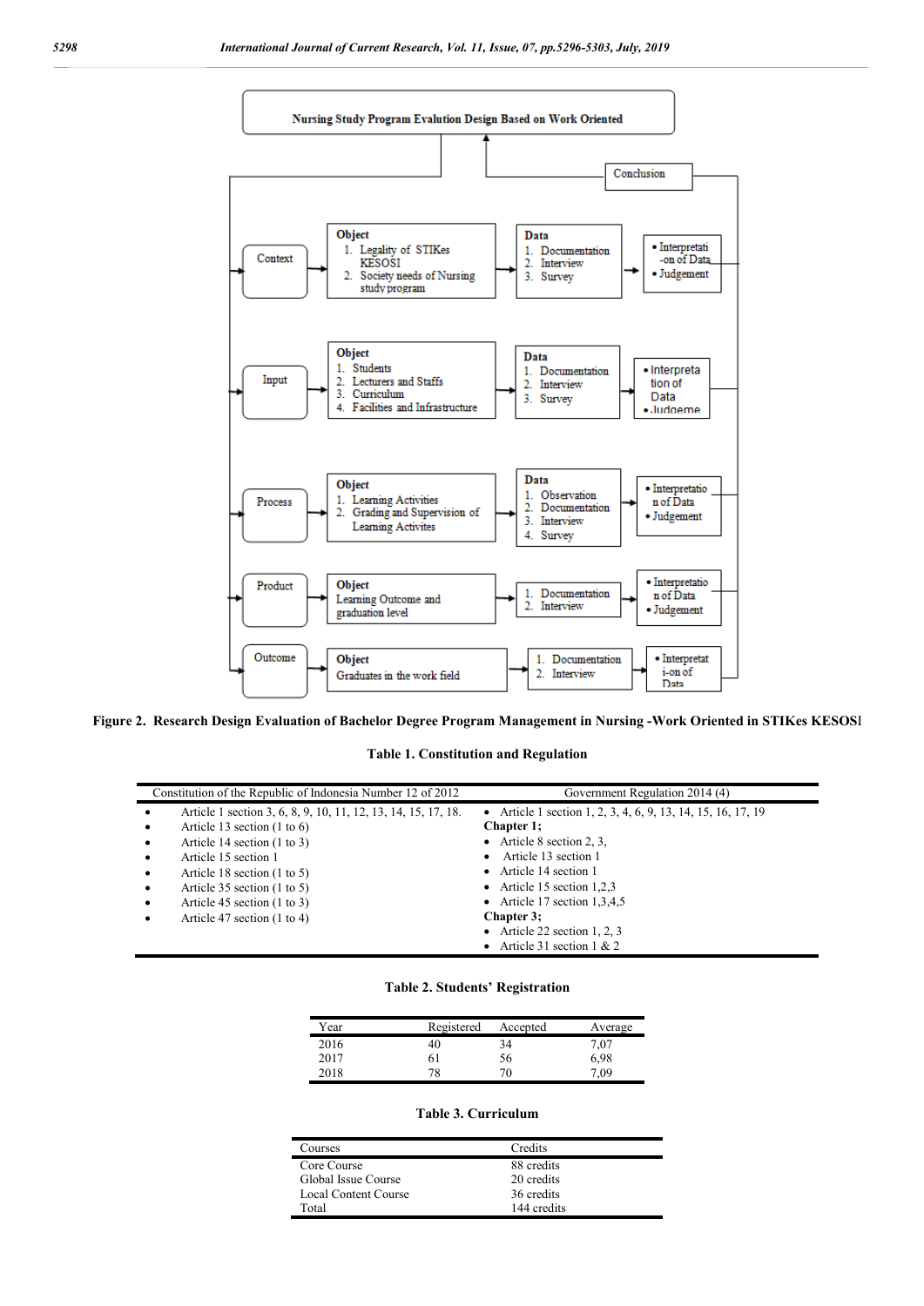**Nursing Study Program Evalution Design Based on Work Oriented**

Conclusion

- **Context**
  - Object: 1. Legality of STIKes KESOSI 2. Society needs of Nursing study program
  - Data: 1. Documentation 2. Interview 3. Survey
  - • Interpretati-on of Data • Judgement
- **Input**
  - Object: 1. Students 2. Lecturers and Staffs 3. Curriculum 4. Facilities and Infrastructure
  - Data: 1. Documentation 2. Interview 3. Survey
  - • Interpreta tion of Data • Judgeme
- **Process**
  - Object: 1. Learning Activities 2. Grading and Supervision of Learning Activites
  - Data: 1. Observation 2. Documentation 3. Interview 4. Survey
  - • Interpretatio n of Data • Judgement
- **Product**
  - Object: Learning Outcome and graduation level
  - 1. Documentation 2. Interview
  - • Interpretatio n of Data • Judgement
- **Outcome**
  - Object: Graduates in the work field
  - 1. Documentation 2. Interview
  - • Interpretat i-on of Data

**Figure 2. Research Design Evaluation of Bachelor Degree Program Management in Nursing -Work Oriented in STIKes KESOSI**

**Table 1. Constitution and Regulation**

| Constitution of the Republic of Indonesia Number 12 of 2012 | Government Regulation 2014 (4) |
|---|---|
| • Article 1 section 3, 6, 8, 9, 10, 11, 12, 13, 14, 15, 17, 18. | • Article 1 section 1, 2, 3, 4, 6, 9, 13, 14, 15, 16, 17, 19 |
| • Article 13 section (1 to 6) | **Chapter 1;** |
| • Article 14 section (1 to 3) | • Article 8 section 2, 3, |
| • Article 15 section 1 | • Article 13 section 1 |
| • Article 18 section (1 to 5) | • Article 14 section 1 |
| • Article 35 section (1 to 5) | • Article 15 section 1,2,3 |
| • Article 45 section (1 to 3) | • Article 17 section 1,3,4,5 |
| • Article 47 section (1 to 4) | **Chapter 3;** |
| | • Article 22 section 1, 2, 3 |
| | • Article 31 section 1 & 2 |

**Table 2. Students' Registration**

| Year | Registered | Accepted | Average |
|---|---|---|---|
| 2016 | 40 | 34 | 7,07 |
| 2017 | 61 | 56 | 6,98 |
| 2018 | 78 | 70 | 7,09 |

**Table 3. Curriculum**

| Courses | Credits |
|---|---|
| Core Course | 88 credits |
| Global Issue Course | 20 credits |
| Local Content Course | 36 credits |
| Total | 144 credits |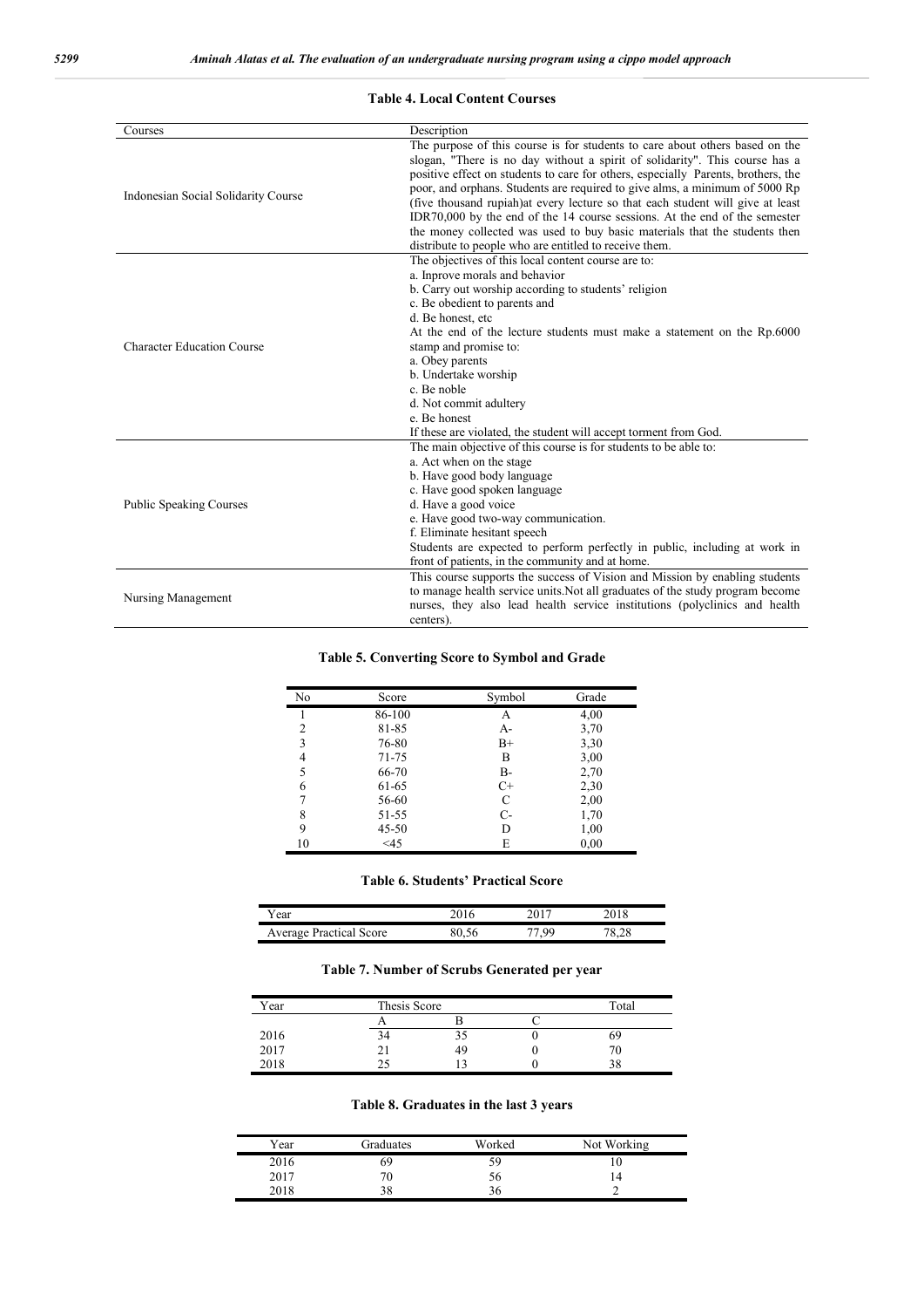**Table 4. Local Content Courses**

| Courses | Description |
| --- | --- |
| Indonesian Social Solidarity Course | The purpose of this course is for students to care about others based on the slogan, "There is no day without a spirit of solidarity". This course has a positive effect on students to care for others, especially Parents, brothers, the poor, and orphans. Students are required to give alms, a minimum of 5000 Rp (five thousand rupiah)at every lecture so that each student will give at least IDR70,000 by the end of the 14 course sessions. At the end of the semester the money collected was used to buy basic materials that the students then distribute to people who are entitled to receive them. |
| Character Education Course | The objectives of this local content course are to: a. Inprove morals and behavior b. Carry out worship according to students' religion c. Be obedient to parents and d. Be honest, etc At the end of the lecture students must make a statement on the Rp.6000 stamp and promise to: a. Obey parents b. Undertake worship c. Be noble d. Not commit adultery e. Be honest If these are violated, the student will accept torment from God. |
| Public Speaking Courses | The main objective of this course is for students to be able to: a. Act when on the stage b. Have good body language c. Have good spoken language d. Have a good voice e. Have good two-way communication. f. Eliminate hesitant speech Students are expected to perform perfectly in public, including at work in front of patients, in the community and at home. |
| Nursing Management | This course supports the success of Vision and Mission by enabling students to manage health service units.Not all graduates of the study program become nurses, they also lead health service institutions (polyclinics and health centers). |

**Table 5. Converting Score to Symbol and Grade**

| No | Score | Symbol | Grade |
| --- | --- | --- | --- |
| 1 | 86-100 | A | 4,00 |
| 2 | 81-85 | A- | 3,70 |
| 3 | 76-80 | B+ | 3,30 |
| 4 | 71-75 | B | 3,00 |
| 5 | 66-70 | B- | 2,70 |
| 6 | 61-65 | C+ | 2,30 |
| 7 | 56-60 | C | 2,00 |
| 8 | 51-55 | C- | 1,70 |
| 9 | 45-50 | D | 1,00 |
| 10 | <45 | E | 0,00 |

**Table 6. Students' Practical Score**

| Year | 2016 | 2017 | 2018 |
| --- | --- | --- | --- |
| Average Practical Score | 80,56 | 77,99 | 78,28 |

**Table 7. Number of Scrubs Generated per year**

| Year | Thesis Score | | | Total |
| --- | --- | --- | --- | --- |
| | A | B | C | |
| 2016 | 34 | 35 | 0 | 69 |
| 2017 | 21 | 49 | 0 | 70 |
| 2018 | 25 | 13 | 0 | 38 |

**Table 8. Graduates in the last 3 years**

| Year | Graduates | Worked | Not Working |
| --- | --- | --- | --- |
| 2016 | 69 | 59 | 10 |
| 2017 | 70 | 56 | 14 |
| 2018 | 38 | 36 | 2 |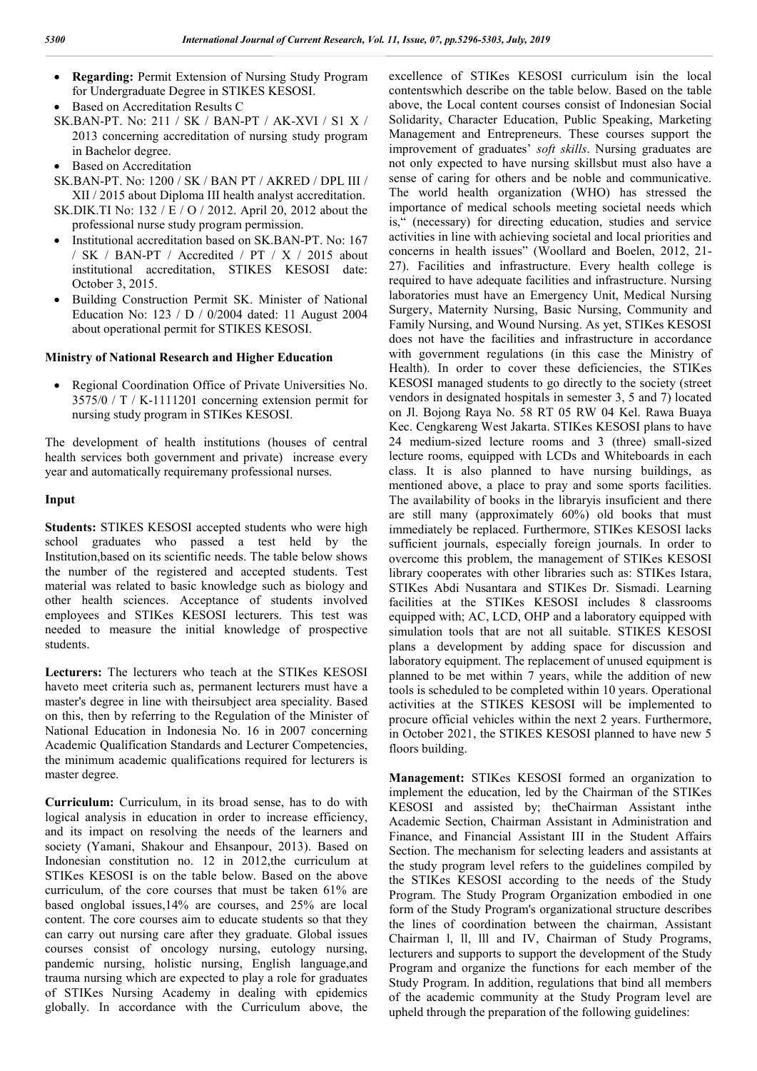- **Regarding:** Permit Extension of Nursing Study Program for Undergraduate Degree in STIKES KESOSI.
- Based on Accreditation Results C

SK.BAN-PT. No: 211 / SK / BAN-PT / AK-XVI / S1 X / 2013 concerning accreditation of nursing study program in Bachelor degree.

- Based on Accreditation

SK.BAN-PT. No: 1200 / SK / BAN PT / AKRED / DPL III / XII / 2015 about Diploma III health analyst accreditation.

SK.DIK.TI No: 132 / E / O / 2012. April 20, 2012 about the professional nurse study program permission.

- Institutional accreditation based on SK.BAN-PT. No: 167 / SK / BAN-PT / Accredited / PT / X / 2015 about institutional accreditation, STIKES KESOSI date: October 3, 2015.
- Building Construction Permit SK. Minister of National Education No: 123 / D / 0/2004 dated: 11 August 2004 about operational permit for STIKES KESOSI.

**Ministry of National Research and Higher Education**

- Regional Coordination Office of Private Universities No. 3575/0 / T / K-1111201 concerning extension permit for nursing study program in STIKes KESOSI.

The development of health institutions (houses of central health services both government and private) increase every year and automatically requiremany professional nurses.

**Input**

**Students:** STIKES KESOSI accepted students who were high school graduates who passed a test held by the Institution,based on its scientific needs. The table below shows the number of the registered and accepted students. Test material was related to basic knowledge such as biology and other health sciences. Acceptance of students involved employees and STIKes KESOSI lecturers. This test was needed to measure the initial knowledge of prospective students.

**Lecturers:** The lecturers who teach at the STIKes KESOSI haveto meet criteria such as, permanent lecturers must have a master's degree in line with theirsubject area speciality. Based on this, then by referring to the Regulation of the Minister of National Education in Indonesia No. 16 in 2007 concerning Academic Qualification Standards and Lecturer Competencies, the minimum academic qualifications required for lecturers is master degree.

**Curriculum:** Curriculum, in its broad sense, has to do with logical analysis in education in order to increase efficiency, and its impact on resolving the needs of the learners and society (Yamani, Shakour and Ehsanpour, 2013). Based on Indonesian constitution no. 12 in 2012,the curriculum at STIKes KESOSI is on the table below. Based on the above curriculum, of the core courses that must be taken 61% are based onglobal issues,14% are courses, and 25% are local content. The core courses aim to educate students so that they can carry out nursing care after they graduate. Global issues courses consist of oncology nursing, eutology nursing, pandemic nursing, holistic nursing, English language,and trauma nursing which are expected to play a role for graduates of STIKes Nursing Academy in dealing with epidemics globally. In accordance with the Curriculum above, the excellence of STIKes KESOSI curriculum isin the local contentswhich describe on the table below. Based on the table above, the Local content courses consist of Indonesian Social Solidarity, Character Education, Public Speaking, Marketing Management and Entrepreneurs. These courses support the improvement of graduates' *soft skills*. Nursing graduates are not only expected to have nursing skillsbut must also have a sense of caring for others and be noble and communicative. The world health organization (WHO) has stressed the importance of medical schools meeting societal needs which is," (necessary) for directing education, studies and service activities in line with achieving societal and local priorities and concerns in health issues" (Woollard and Boelen, 2012, 21-27). Facilities and infrastructure. Every health college is required to have adequate facilities and infrastructure. Nursing laboratories must have an Emergency Unit, Medical Nursing Surgery, Maternity Nursing, Basic Nursing, Community and Family Nursing, and Wound Nursing. As yet, STIKes KESOSI does not have the facilities and infrastructure in accordance with government regulations (in this case the Ministry of Health). In order to cover these deficiencies, the STIKes KESOSI managed students to go directly to the society (street vendors in designated hospitals in semester 3, 5 and 7) located on Jl. Bojong Raya No. 58 RT 05 RW 04 Kel. Rawa Buaya Kec. Cengkareng West Jakarta. STIKes KESOSI plans to have 24 medium-sized lecture rooms and 3 (three) small-sized lecture rooms, equipped with LCDs and Whiteboards in each class. It is also planned to have nursing buildings, as mentioned above, a place to pray and some sports facilities. The availability of books in the libraryis insuficient and there are still many (approximately 60%) old books that must immediately be replaced. Furthermore, STIKes KESOSI lacks sufficient journals, especially foreign journals. In order to overcome this problem, the management of STIKes KESOSI library cooperates with other libraries such as: STIKes Istara, STIKes Abdi Nusantara and STIKes Dr. Sismadi. Learning facilities at the STIKes KESOSI includes 8 classrooms equipped with; AC, LCD, OHP and a laboratory equipped with simulation tools that are not all suitable. STIKES KESOSI plans a development by adding space for discussion and laboratory equipment. The replacement of unused equipment is planned to be met within 7 years, while the addition of new tools is scheduled to be completed within 10 years. Operational activities at the STIKES KESOSI will be implemented to procure official vehicles within the next 2 years. Furthermore, in October 2021, the STIKES KESOSI planned to have new 5 floors building.

**Management:** STIKes KESOSI formed an organization to implement the education, led by the Chairman of the STIKes KESOSI and assisted by; theChairman Assistant inthe Academic Section, Chairman Assistant in Administration and Finance, and Financial Assistant III in the Student Affairs Section. The mechanism for selecting leaders and assistants at the study program level refers to the guidelines compiled by the STIKes KESOSI according to the needs of the Study Program. The Study Program Organization embodied in one form of the Study Program's organizational structure describes the lines of coordination between the chairman, Assistant Chairman l, ll, lll and IV, Chairman of Study Programs, lecturers and supports to support the development of the Study Program and organize the functions for each member of the Study Program. In addition, regulations that bind all members of the academic community at the Study Program level are upheld through the preparation of the following guidelines: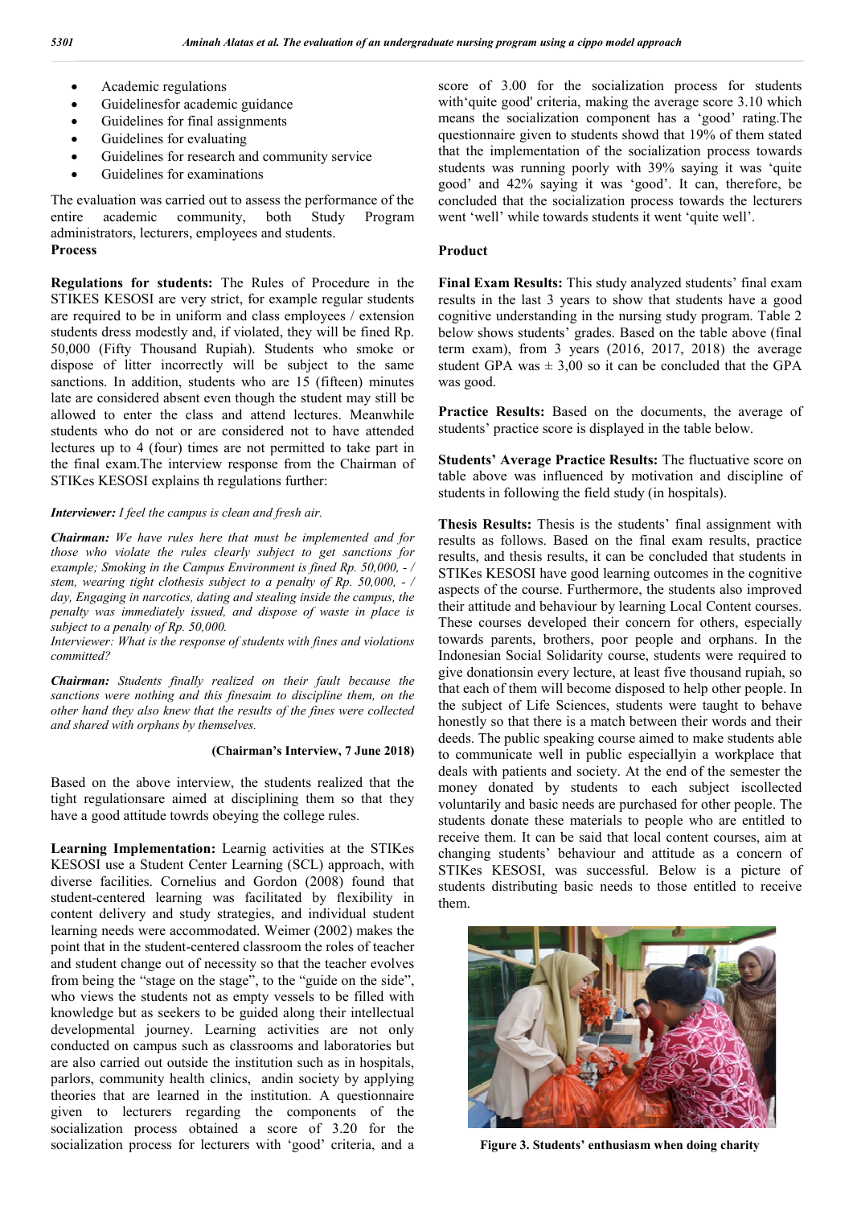- Academic regulations
- Guidelinesfor academic guidance
- Guidelines for final assignments
- Guidelines for evaluating
- Guidelines for research and community service
- Guidelines for examinations

The evaluation was carried out to assess the performance of the entire academic community, both Study Program administrators, lecturers, employees and students.

**Process**

**Regulations for students:** The Rules of Procedure in the STIKES KESOSI are very strict, for example regular students are required to be in uniform and class employees / extension students dress modestly and, if violated, they will be fined Rp. 50,000 (Fifty Thousand Rupiah). Students who smoke or dispose of litter incorrectly will be subject to the same sanctions. In addition, students who are 15 (fifteen) minutes late are considered absent even though the student may still be allowed to enter the class and attend lectures. Meanwhile students who do not or are considered not to have attended lectures up to 4 (four) times are not permitted to take part in the final exam.The interview response from the Chairman of STIKes KESOSI explains th regulations further:

***Interviewer:*** *I feel the campus is clean and fresh air.*

***Chairman:*** *We have rules here that must be implemented and for those who violate the rules clearly subject to get sanctions for example; Smoking in the Campus Environment is fined Rp. 50,000, - / stem, wearing tight clothesis subject to a penalty of Rp. 50,000, - / day, Engaging in narcotics, dating and stealing inside the campus, the penalty was immediately issued, and dispose of waste in place is subject to a penalty of Rp. 50,000.*

*Interviewer: What is the response of students with fines and violations committed?*

***Chairman:*** *Students finally realized on their fault because the sanctions were nothing and this finesaim to discipline them, on the other hand they also knew that the results of the fines were collected and shared with orphans by themselves.*

**(Chairman's Interview, 7 June 2018)**

Based on the above interview, the students realized that the tight regulationsare aimed at disciplining them so that they have a good attitude towrds obeying the college rules.

**Learning Implementation:** Learnig activities at the STIKes KESOSI use a Student Center Learning (SCL) approach, with diverse facilities. Cornelius and Gordon (2008) found that student-centered learning was facilitated by flexibility in content delivery and study strategies, and individual student learning needs were accommodated. Weimer (2002) makes the point that in the student-centered classroom the roles of teacher and student change out of necessity so that the teacher evolves from being the "stage on the stage", to the "guide on the side", who views the students not as empty vessels to be filled with knowledge but as seekers to be guided along their intellectual developmental journey. Learning activities are not only conducted on campus such as classrooms and laboratories but are also carried out outside the institution such as in hospitals, parlors, community health clinics, andin society by applying theories that are learned in the institution. A questionnaire given to lecturers regarding the components of the socialization process obtained a score of 3.20 for the socialization process for lecturers with 'good' criteria, and a score of 3.00 for the socialization process for students with'quite good' criteria, making the average score 3.10 which means the socialization component has a 'good' rating.The questionnaire given to students showd that 19% of them stated that the implementation of the socialization process towards students was running poorly with 39% saying it was 'quite good' and 42% saying it was 'good'. It can, therefore, be concluded that the socialization process towards the lecturers went 'well' while towards students it went 'quite well'.

**Product**

**Final Exam Results:** This study analyzed students' final exam results in the last 3 years to show that students have a good cognitive understanding in the nursing study program. Table 2 below shows students' grades. Based on the table above (final term exam), from 3 years (2016, 2017, 2018) the average student GPA was ± 3,00 so it can be concluded that the GPA was good.

**Practice Results:** Based on the documents, the average of students' practice score is displayed in the table below.

**Students' Average Practice Results:** The fluctuative score on table above was influenced by motivation and discipline of students in following the field study (in hospitals).

**Thesis Results:** Thesis is the students' final assignment with results as follows. Based on the final exam results, practice results, and thesis results, it can be concluded that students in STIKes KESOSI have good learning outcomes in the cognitive aspects of the course. Furthermore, the students also improved their attitude and behaviour by learning Local Content courses. These courses developed their concern for others, especially towards parents, brothers, poor people and orphans. In the Indonesian Social Solidarity course, students were required to give donationsin every lecture, at least five thousand rupiah, so that each of them will become disposed to help other people. In the subject of Life Sciences, students were taught to behave honestly so that there is a match between their words and their deeds. The public speaking course aimed to make students able to communicate well in public especiallyin a workplace that deals with patients and society. At the end of the semester the money donated by students to each subject iscollected voluntarily and basic needs are purchased for other people. The students donate these materials to people who are entitled to receive them. It can be said that local content courses, aim at changing students' behaviour and attitude as a concern of STIKes KESOSI, was successful. Below is a picture of students distributing basic needs to those entitled to receive them.

**Figure 3. Students' enthusiasm when doing charity**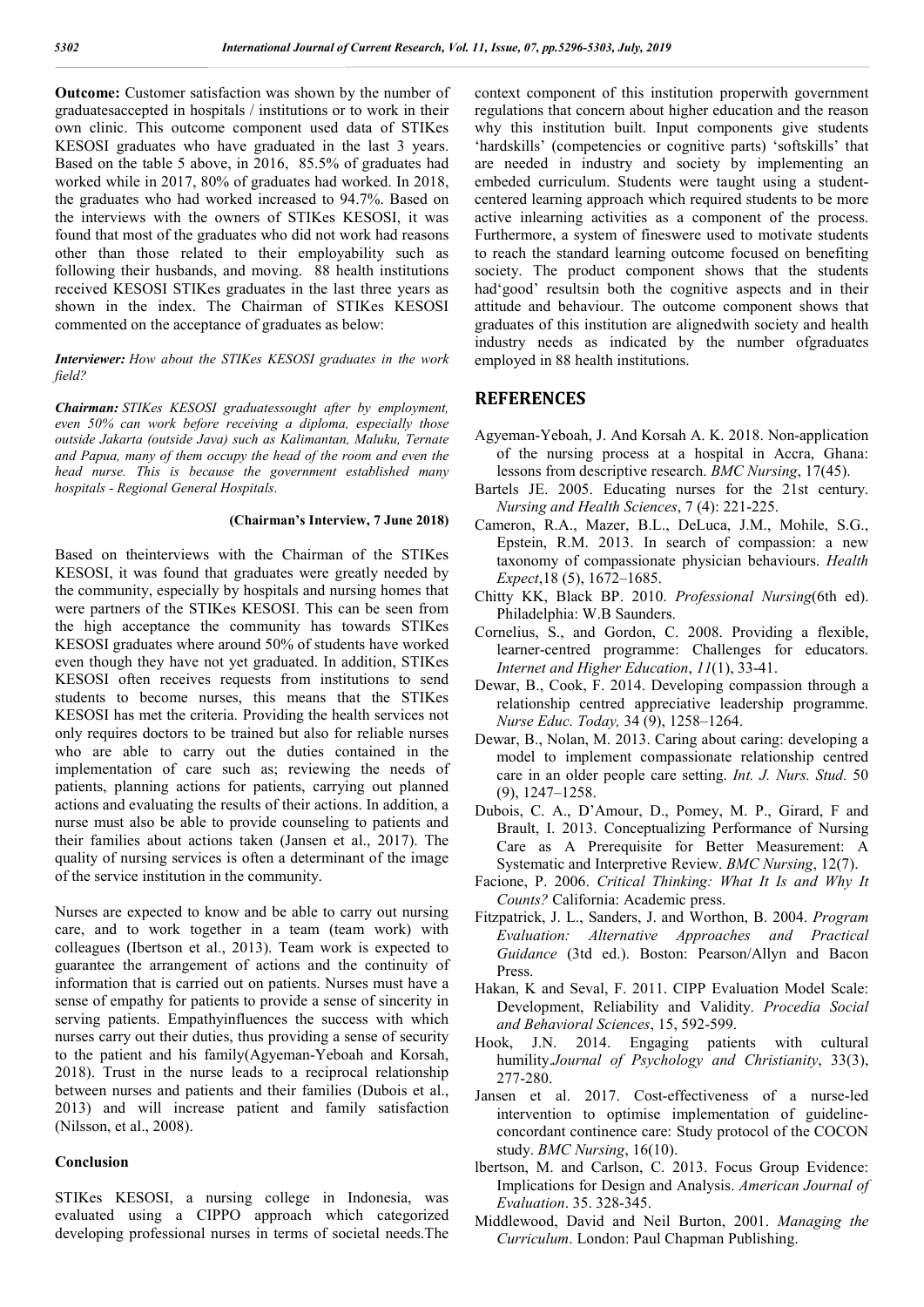**Outcome:** Customer satisfaction was shown by the number of graduatesaccepted in hospitals / institutions or to work in their own clinic. This outcome component used data of STIKes KESOSI graduates who have graduated in the last 3 years. Based on the table 5 above, in 2016, 85.5% of graduates had worked while in 2017, 80% of graduates had worked. In 2018, the graduates who had worked increased to 94.7%. Based on the interviews with the owners of STIKes KESOSI, it was found that most of the graduates who did not work had reasons other than those related to their employability such as following their husbands, and moving. 88 health institutions received KESOSI STIKes graduates in the last three years as shown in the index. The Chairman of STIKes KESOSI commented on the acceptance of graduates as below:

***Interviewer:*** *How about the STIKes KESOSI graduates in the work field?*

***Chairman:*** *STIKes KESOSI graduatessought after by employment, even 50% can work before receiving a diploma, especially those outside Jakarta (outside Java) such as Kalimantan, Maluku, Ternate and Papua, many of them occupy the head of the room and even the head nurse. This is because the government established many hospitals - Regional General Hospitals.*

**(Chairman's Interview, 7 June 2018)**

Based on theinterviews with the Chairman of the STIKes KESOSI, it was found that graduates were greatly needed by the community, especially by hospitals and nursing homes that were partners of the STIKes KESOSI. This can be seen from the high acceptance the community has towards STIKes KESOSI graduates where around 50% of students have worked even though they have not yet graduated. In addition, STIKes KESOSI often receives requests from institutions to send students to become nurses, this means that the STIKes KESOSI has met the criteria. Providing the health services not only requires doctors to be trained but also for reliable nurses who are able to carry out the duties contained in the implementation of care such as; reviewing the needs of patients, planning actions for patients, carrying out planned actions and evaluating the results of their actions. In addition, a nurse must also be able to provide counseling to patients and their families about actions taken (Jansen et al., 2017). The quality of nursing services is often a determinant of the image of the service institution in the community.

Nurses are expected to know and be able to carry out nursing care, and to work together in a team (team work) with colleagues (Ibertson et al., 2013). Team work is expected to guarantee the arrangement of actions and the continuity of information that is carried out on patients. Nurses must have a sense of empathy for patients to provide a sense of sincerity in serving patients. Empathyinfluences the success with which nurses carry out their duties, thus providing a sense of security to the patient and his family(Agyeman-Yeboah and Korsah, 2018). Trust in the nurse leads to a reciprocal relationship between nurses and patients and their families (Dubois et al., 2013) and will increase patient and family satisfaction (Nilsson, et al., 2008).

### Conclusion

STIKes KESOSI, a nursing college in Indonesia, was evaluated using a CIPPO approach which categorized developing professional nurses in terms of societal needs.The context component of this institution properwith government regulations that concern about higher education and the reason why this institution built. Input components give students 'hardskills' (competencies or cognitive parts) 'softskills' that are needed in industry and society by implementing an embeded curriculum. Students were taught using a student-centered learning approach which required students to be more active inlearning activities as a component of the process. Furthermore, a system of fineswere used to motivate students to reach the standard learning outcome focused on benefiting society. The product component shows that the students had'good' resultsin both the cognitive aspects and in their attitude and behaviour. The outcome component shows that graduates of this institution are alignedwith society and health industry needs as indicated by the number ofgraduates employed in 88 health institutions.

## REFERENCES

Agyeman-Yeboah, J. And Korsah A. K. 2018. Non-application of the nursing process at a hospital in Accra, Ghana: lessons from descriptive research. *BMC Nursing*, 17(45).

Bartels JE. 2005. Educating nurses for the 21st century. *Nursing and Health Sciences*, 7 (4): 221-225.

Cameron, R.A., Mazer, B.L., DeLuca, J.M., Mohile, S.G., Epstein, R.M. 2013. In search of compassion: a new taxonomy of compassionate physician behaviours. *Health Expect*,18 (5), 1672–1685.

Chitty KK, Black BP. 2010. *Professional Nursing*(6th ed). Philadelphia: W.B Saunders.

Cornelius, S., and Gordon, C. 2008. Providing a flexible, learner-centred programme: Challenges for educators. *Internet and Higher Education*, *11*(1), 33-41.

Dewar, B., Cook, F. 2014. Developing compassion through a relationship centred appreciative leadership programme. *Nurse Educ. Today,* 34 (9), 1258–1264.

Dewar, B., Nolan, M. 2013. Caring about caring: developing a model to implement compassionate relationship centred care in an older people care setting. *Int. J. Nurs. Stud.* 50 (9), 1247–1258.

Dubois, C. A., D'Amour, D., Pomey, M. P., Girard, F and Brault, I. 2013. Conceptualizing Performance of Nursing Care as A Prerequisite for Better Measurement: A Systematic and Interpretive Review. *BMC Nursing*, 12(7).

Facione, P. 2006. *Critical Thinking: What It Is and Why It Counts?* California: Academic press.

Fitzpatrick, J. L., Sanders, J. and Worthon, B. 2004. *Program Evaluation: Alternative Approaches and Practical Guidance* (3td ed.). Boston: Pearson/Allyn and Bacon Press.

Hakan, K and Seval, F. 2011. CIPP Evaluation Model Scale: Development, Reliability and Validity. *Procedia Social and Behavioral Sciences*, 15, 592-599.

Hook, J.N. 2014. Engaging patients with cultural humility.*Journal of Psychology and Christianity*, 33(3), 277-280.

Jansen et al. 2017. Cost-effectiveness of a nurse-led intervention to optimise implementation of guideline-concordant continence care: Study protocol of the COCON study. *BMC Nursing*, 16(10).

lbertson, M. and Carlson, C. 2013. Focus Group Evidence: Implications for Design and Analysis. *American Journal of Evaluation*. 35. 328-345.

Middlewood, David and Neil Burton, 2001. *Managing the Curriculum*. London: Paul Chapman Publishing.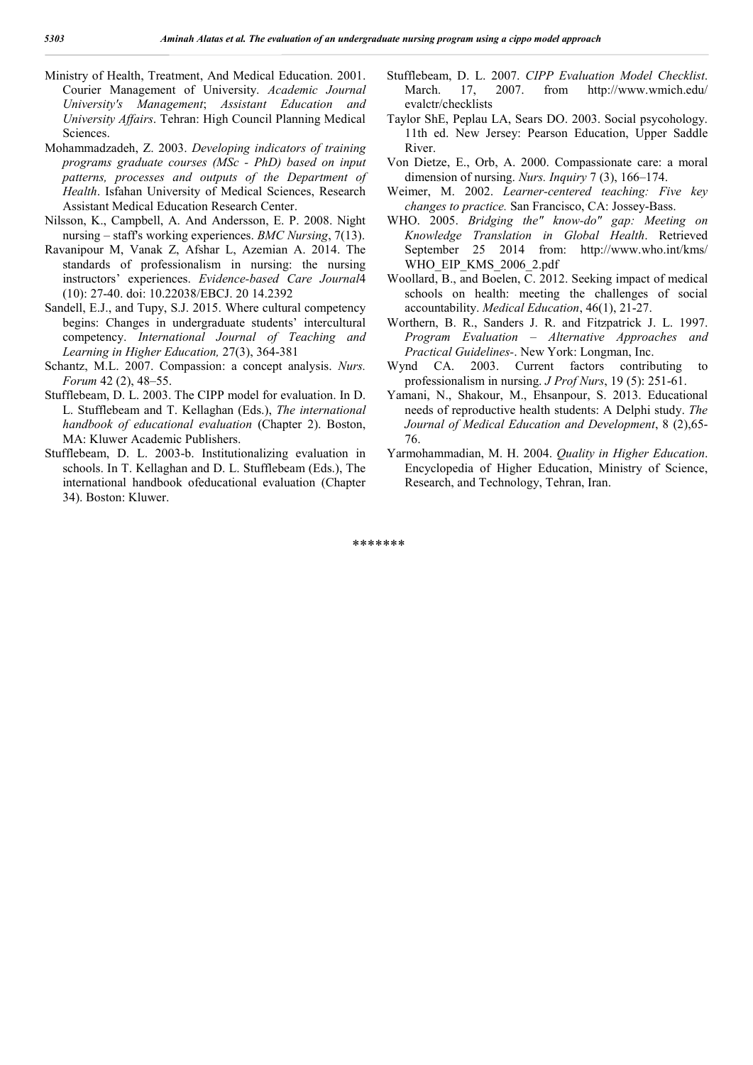Ministry of Health, Treatment, And Medical Education. 2001. Courier Management of University. *Academic Journal University's Management*; *Assistant Education and University Affairs*. Tehran: High Council Planning Medical Sciences.

Mohammadzadeh, Z. 2003. *Developing indicators of training programs graduate courses (MSc - PhD) based on input patterns, processes and outputs of the Department of Health*. Isfahan University of Medical Sciences, Research Assistant Medical Education Research Center.

Nilsson, K., Campbell, A. And Andersson, E. P. 2008. Night nursing – staff's working experiences. *BMC Nursing*, 7(13).

Ravanipour M, Vanak Z, Afshar L, Azemian A. 2014. The standards of professionalism in nursing: the nursing instructors' experiences. *Evidence-based Care Journal*4 (10): 27-40. doi: 10.22038/EBCJ. 20 14.2392

Sandell, E.J., and Tupy, S.J. 2015. Where cultural competency begins: Changes in undergraduate students' intercultural competency. *International Journal of Teaching and Learning in Higher Education,* 27(3), 364-381

Schantz, M.L. 2007. Compassion: a concept analysis. *Nurs. Forum* 42 (2), 48–55.

Stufflebeam, D. L. 2003. The CIPP model for evaluation. In D. L. Stufflebeam and T. Kellaghan (Eds.), *The international handbook of educational evaluation* (Chapter 2). Boston, MA: Kluwer Academic Publishers.

Stufflebeam, D. L. 2003-b. Institutionalizing evaluation in schools. In T. Kellaghan and D. L. Stufflebeam (Eds.), The international handbook ofeducational evaluation (Chapter 34). Boston: Kluwer.

Stufflebeam, D. L. 2007. *CIPP Evaluation Model Checklist*. March. 17, 2007. from http://www.wmich.edu/evalctr/checklists

Taylor ShE, Peplau LA, Sears DO. 2003. Social psycohology. 11th ed. New Jersey: Pearson Education, Upper Saddle River.

Von Dietze, E., Orb, A. 2000. Compassionate care: a moral dimension of nursing. *Nurs. Inquiry* 7 (3), 166–174.

Weimer, M. 2002. *Learner-centered teaching: Five key changes to practice.* San Francisco, CA: Jossey-Bass.

WHO. 2005. *Bridging the" know-do" gap: Meeting on Knowledge Translation in Global Health*. Retrieved September 25 2014 from: http://www.who.int/kms/WHO_EIP_KMS_2006_2.pdf

Woollard, B., and Boelen, C. 2012. Seeking impact of medical schools on health: meeting the challenges of social accountability. *Medical Education*, 46(1), 21-27.

Worthern, B. R., Sanders J. R. and Fitzpatrick J. L. 1997. *Program Evaluation – Alternative Approaches and Practical Guidelines-*. New York: Longman, Inc.

Wynd CA. 2003. Current factors contributing to professionalism in nursing. *J Prof Nurs*, 19 (5): 251-61.

Yamani, N., Shakour, M., Ehsanpour, S. 2013. Educational needs of reproductive health students: A Delphi study. *The Journal of Medical Education and Development*, 8 (2),65-76.

Yarmohammadian, M. H. 2004. *Quality in Higher Education*. Encyclopedia of Higher Education, Ministry of Science, Research, and Technology, Tehran, Iran.

*******